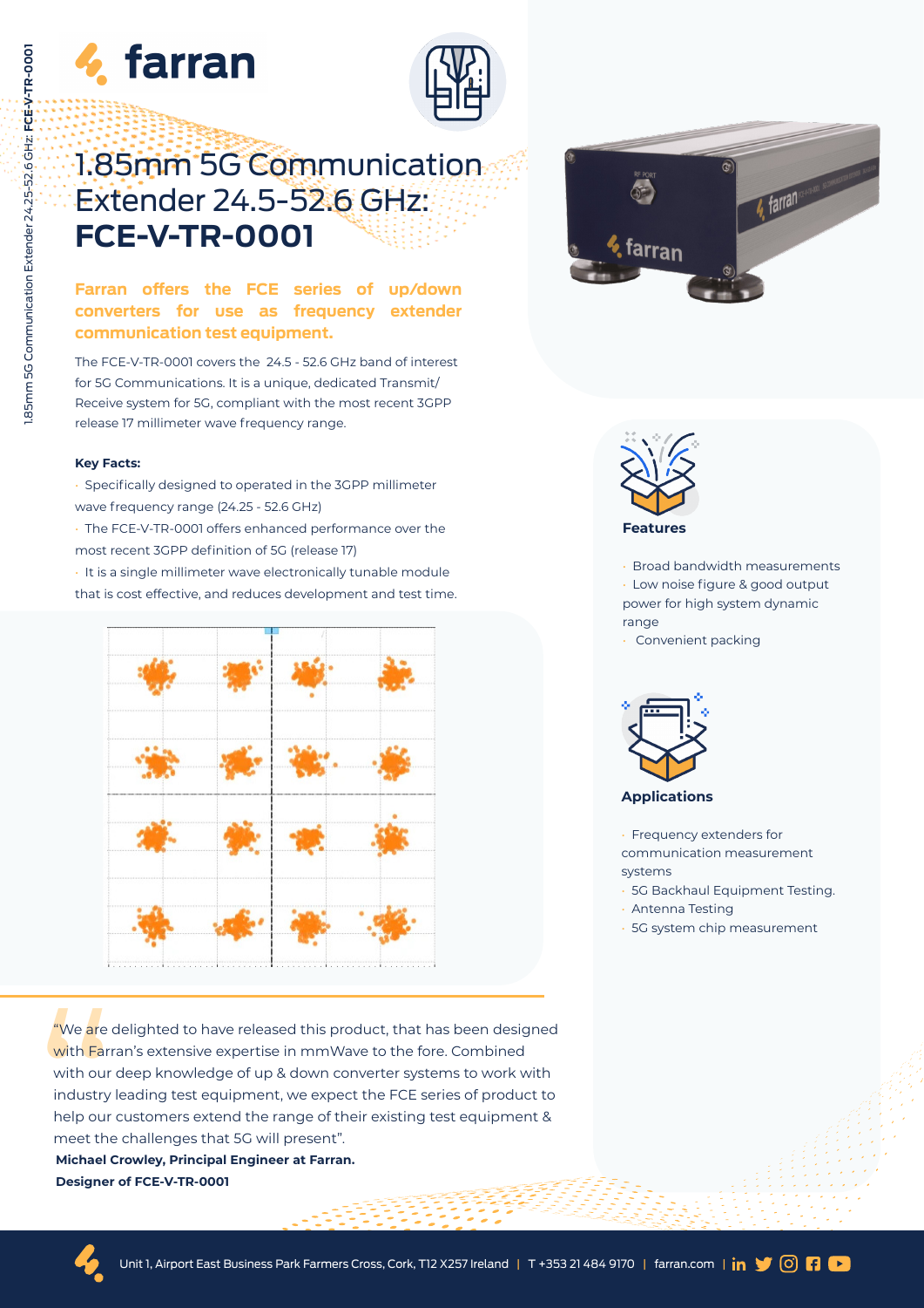# 1.85mm 5G Communication Extender 24.5-52.6 GHz: **FCE-V-TR-0001**

**Farran offers the FCE series of up/down converters for use as frequency extender communication test equipment.**

The FCE-V-TR-0001 covers the 24.5 - 52.6 GHz band of interest for 5G Communications. It is a unique, dedicated Transmit/Receive system for 5G, compliant with the most recent 3GPP release 17 millimeter wave frequency range.

**Key Facts:**

- Specifically designed to operated in the 3GPP millimeter wave frequency range (24.25 - 52.6 GHz)
- The FCE-V-TR-0001 offers enhanced performance over the most recent 3GPP definition of 5G (release 17)
- It is a single millimeter wave electronically tunable module that is cost effective, and reduces development and test time.

### Features

- Broad bandwidth measurements
- Low noise figure & good output power for high system dynamic range
- Convenient packing

### Applications

- Frequency extenders for communication measurement systems
- 5G Backhaul Equipment Testing.
- Antenna Testing
- 5G system chip measurement

"We are delighted to have released this product, that has been designed with Farran's extensive expertise in mmWave to the fore. Combined with our deep knowledge of up & down converter systems to work with industry leading test equipment, we expect the FCE series of product to help our customers extend the range of their existing test equipment & meet the challenges that 5G will present".

**Michael Crowley, Principal Engineer at Farran.**
**Designer of FCE-V-TR-0001**

Unit 1, Airport East Business Park Farmers Cross, Cork, T12 X257 Ireland | T +353 21 484 9170 | farran.com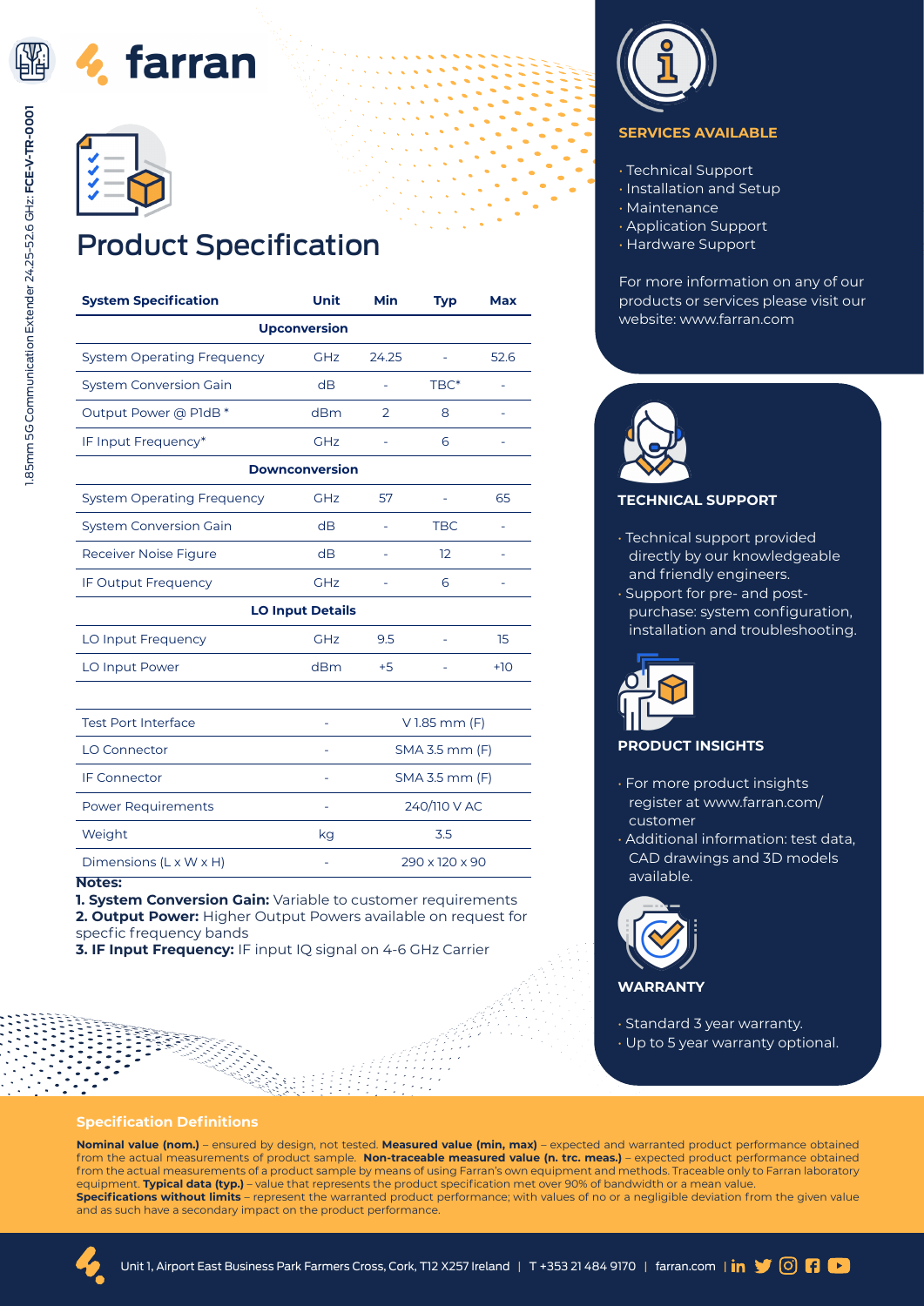1.85mm 5G Communication Extender 24.25-52.6 GHz: **FCE-V-TR-0001**

# Product Specification

| System Specification | Unit | Min | Typ | Max |
|---|---|---|---|---|
| **Upconversion** | | | | |
| System Operating Frequency | GHz | 24.25 | - | 52.6 |
| System Conversion Gain | dB | - | TBC* | - |
| Output Power @ P1dB * | dBm | 2 | 8 | - |
| IF Input Frequency* | GHz | - | 6 | - |
| **Downconversion** | | | | |
| System Operating Frequency | GHz | 57 | - | 65 |
| System Conversion Gain | dB | - | TBC | - |
| Receiver Noise Figure | dB | - | 12 | - |
| IF Output Frequency | GHz | - | 6 | - |
| **LO Input Details** | | | | |
| LO Input Frequency | GHz | 9.5 | - | 15 |
| LO Input Power | dBm | +5 | - | +10 |

| | | |
|---|---|---|
| Test Port Interface | - | V 1.85 mm (F) |
| LO Connector | - | SMA 3.5 mm (F) |
| IF Connector | - | SMA 3.5 mm (F) |
| Power Requirements | - | 240/110 V AC |
| Weight | kg | 3.5 |
| Dimensions (L x W x H) | - | 290 x 120 x 90 |

**Notes:**
**1. System Conversion Gain:** Variable to customer requirements
**2. Output Power:** Higher Output Powers available on request for specfic frequency bands
**3. IF Input Frequency:** IF input IQ signal on 4-6 GHz Carrier

## SERVICES AVAILABLE

- Technical Support
- Installation and Setup
- Maintenance
- Application Support
- Hardware Support

For more information on any of our products or services please visit our website: www.farran.com

## TECHNICAL SUPPORT

- Technical support provided directly by our knowledgeable and friendly engineers.
- Support for pre- and post-purchase: system configuration, installation and troubleshooting.

## PRODUCT INSIGHTS

- For more product insights register at www.farran.com/customer
- Additional information: test data, CAD drawings and 3D models available.

## WARRANTY

- Standard 3 year warranty.
- Up to 5 year warranty optional.

## Specification Definitions

**Nominal value (nom.)** – ensured by design, not tested. **Measured value (min, max)** – expected and warranted product performance obtained from the actual measurements of product sample. **Non-traceable measured value (n. trc. meas.)** – expected product performance obtained from the actual measurements of a product sample by means of using Farran's own equipment and methods. Traceable only to Farran laboratory equipment. **Typical data (typ.)** – value that represents the product specification met over 90% of bandwidth or a mean value.
**Specifications without limits** – represent the warranted product performance; with values of no or a negligible deviation from the given value and as such have a secondary impact on the product performance.

Unit 1, Airport East Business Park Farmers Cross, Cork, T12 X257 Ireland | T +353 21 484 9170 | farran.com